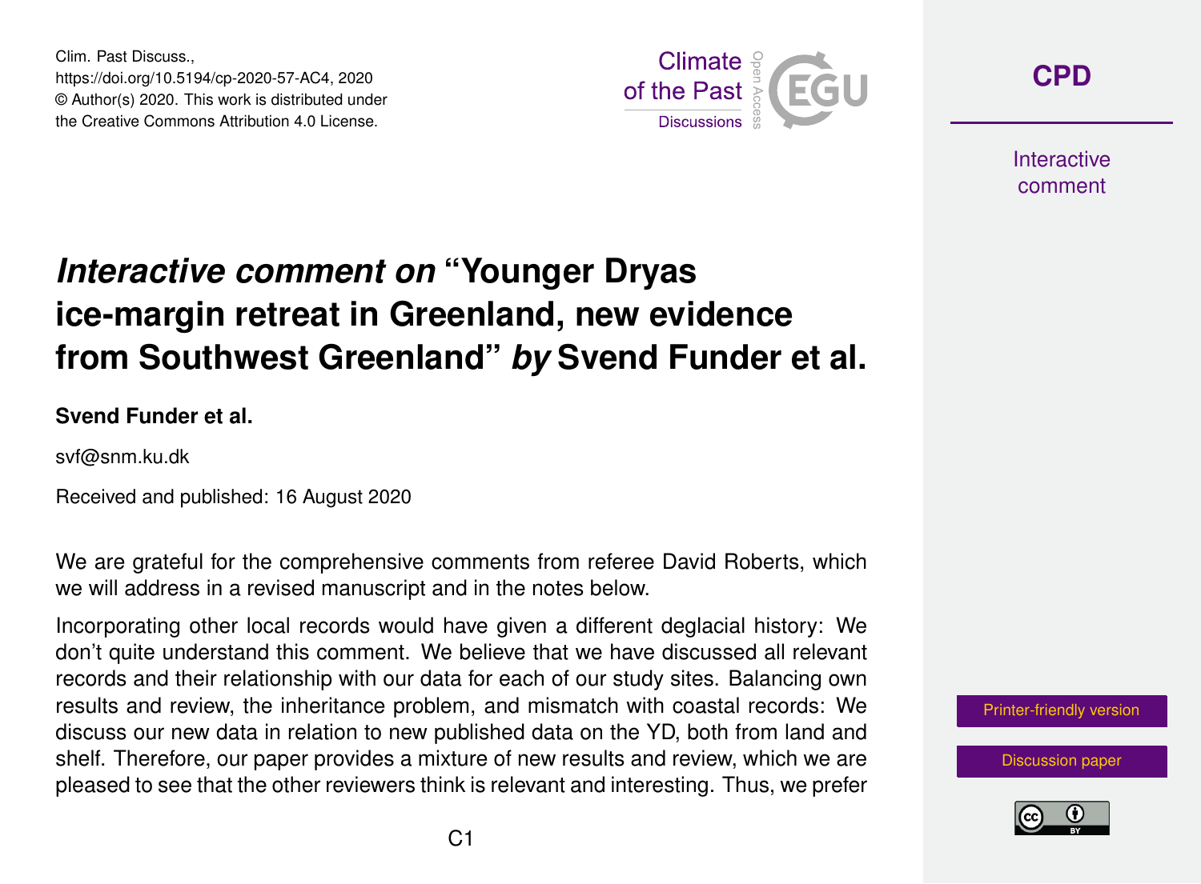# *Interactive comment on* "Younger Dryas ice-margin retreat in Greenland, new evidence from Southwest Greenland" *by* Svend Funder et al.

**Svend Funder et al.**

svf@snm.ku.dk

Received and published: 16 August 2020

We are grateful for the comprehensive comments from referee David Roberts, which we will address in a revised manuscript and in the notes below.

Incorporating other local records would have given a different deglacial history: We don't quite understand this comment. We believe that we have discussed all relevant records and their relationship with our data for each of our study sites. Balancing own results and review, the inheritance problem, and mismatch with coastal records: We discuss our new data in relation to new published data on the YD, both from land and shelf. Therefore, our paper provides a mixture of new results and review, which we are pleased to see that the other reviewers think is relevant and interesting. Thus, we prefer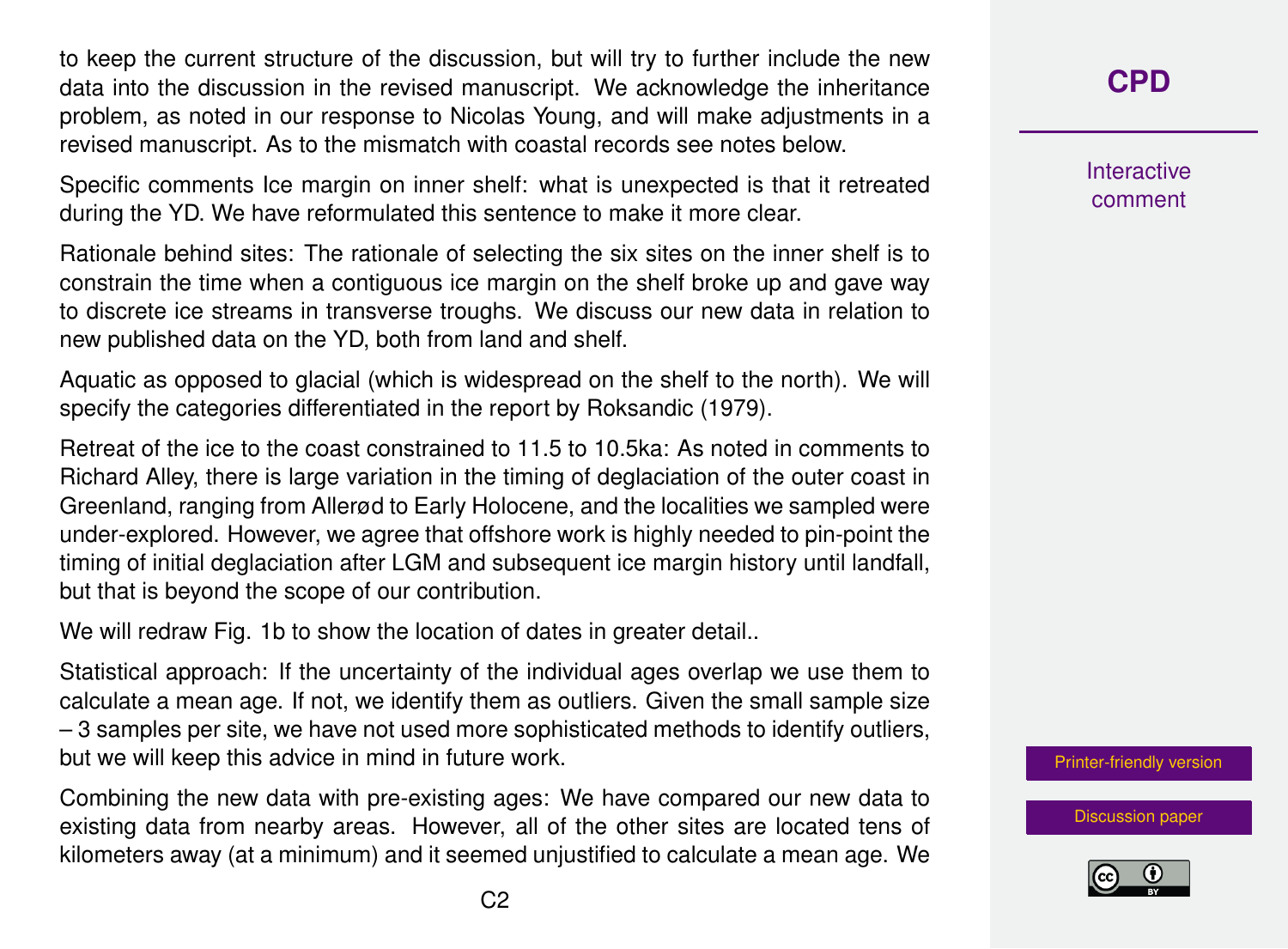to keep the current structure of the discussion, but will try to further include the new data into the discussion in the revised manuscript. We acknowledge the inheritance problem, as noted in our response to Nicolas Young, and will make adjustments in a revised manuscript. As to the mismatch with coastal records see notes below.

Specific comments Ice margin on inner shelf: what is unexpected is that it retreated during the YD. We have reformulated this sentence to make it more clear.

Rationale behind sites: The rationale of selecting the six sites on the inner shelf is to constrain the time when a contiguous ice margin on the shelf broke up and gave way to discrete ice streams in transverse troughs. We discuss our new data in relation to new published data on the YD, both from land and shelf.

Aquatic as opposed to glacial (which is widespread on the shelf to the north). We will specify the categories differentiated in the report by Roksandic (1979).

Retreat of the ice to the coast constrained to 11.5 to 10.5ka: As noted in comments to Richard Alley, there is large variation in the timing of deglaciation of the outer coast in Greenland, ranging from Allerød to Early Holocene, and the localities we sampled were under-explored. However, we agree that offshore work is highly needed to pin-point the timing of initial deglaciation after LGM and subsequent ice margin history until landfall, but that is beyond the scope of our contribution.

We will redraw Fig. 1b to show the location of dates in greater detail..

Statistical approach: If the uncertainty of the individual ages overlap we use them to calculate a mean age. If not, we identify them as outliers. Given the small sample size – 3 samples per site, we have not used more sophisticated methods to identify outliers, but we will keep this advice in mind in future work.

Combining the new data with pre-existing ages: We have compared our new data to existing data from nearby areas. However, all of the other sites are located tens of kilometers away (at a minimum) and it seemed unjustified to calculate a mean age. We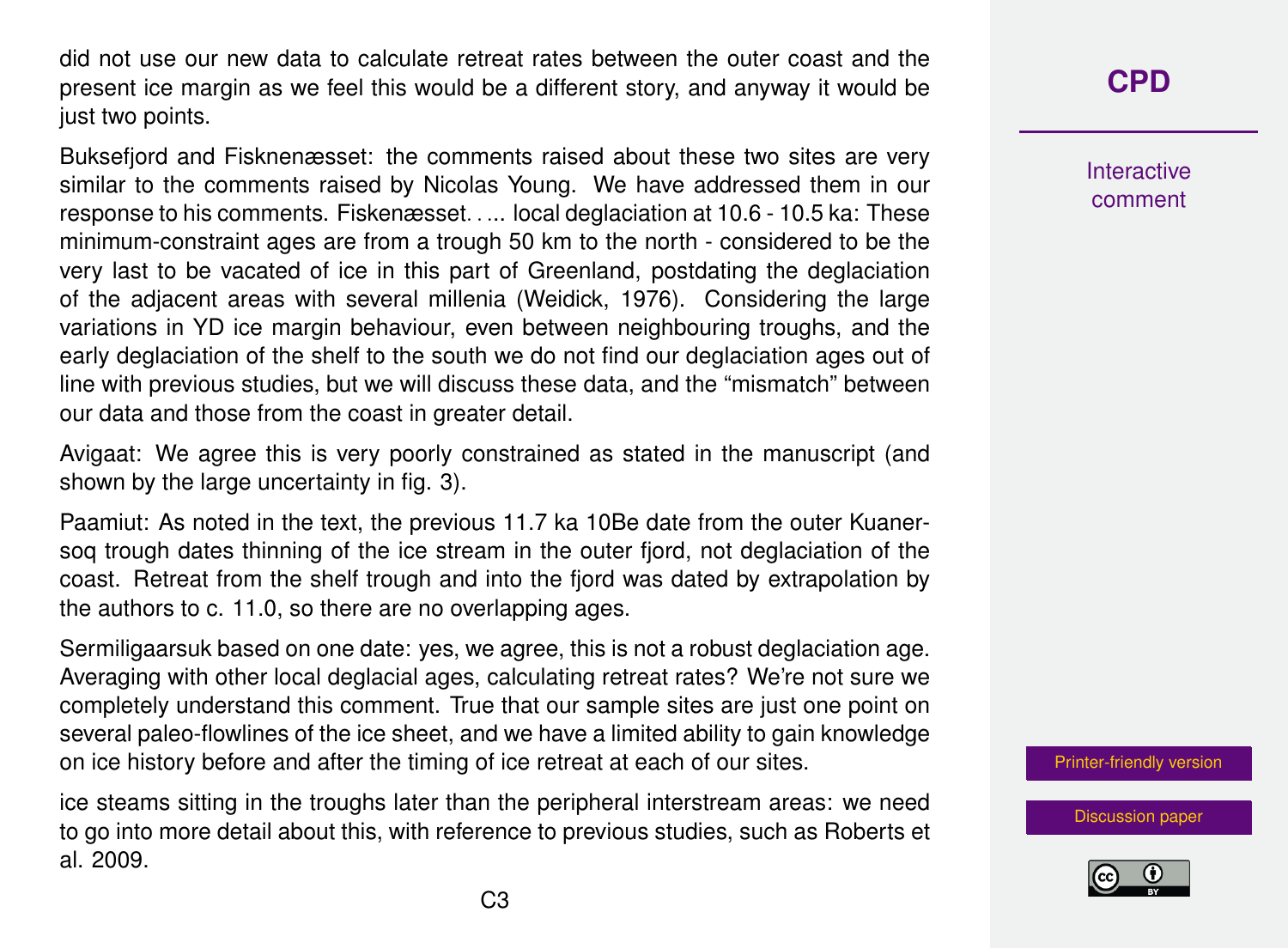did not use our new data to calculate retreat rates between the outer coast and the present ice margin as we feel this would be a different story, and anyway it would be just two points.

Buksefjord and Fisknenæsset: the comments raised about these two sites are very similar to the comments raised by Nicolas Young. We have addressed them in our response to his comments. Fiskenæsset. . ... local deglaciation at 10.6 - 10.5 ka: These minimum-constraint ages are from a trough 50 km to the north - considered to be the very last to be vacated of ice in this part of Greenland, postdating the deglaciation of the adjacent areas with several millenia (Weidick, 1976). Considering the large variations in YD ice margin behaviour, even between neighbouring troughs, and the early deglaciation of the shelf to the south we do not find our deglaciation ages out of line with previous studies, but we will discuss these data, and the "mismatch" between our data and those from the coast in greater detail.

Avigaat: We agree this is very poorly constrained as stated in the manuscript (and shown by the large uncertainty in fig. 3).

Paamiut: As noted in the text, the previous 11.7 ka 10Be date from the outer Kuanersoq trough dates thinning of the ice stream in the outer fjord, not deglaciation of the coast. Retreat from the shelf trough and into the fjord was dated by extrapolation by the authors to c. 11.0, so there are no overlapping ages.

Sermiligaarsuk based on one date: yes, we agree, this is not a robust deglaciation age. Averaging with other local deglacial ages, calculating retreat rates? We're not sure we completely understand this comment. True that our sample sites are just one point on several paleo-flowlines of the ice sheet, and we have a limited ability to gain knowledge on ice history before and after the timing of ice retreat at each of our sites.

ice steams sitting in the troughs later than the peripheral interstream areas: we need to go into more detail about this, with reference to previous studies, such as Roberts et al. 2009.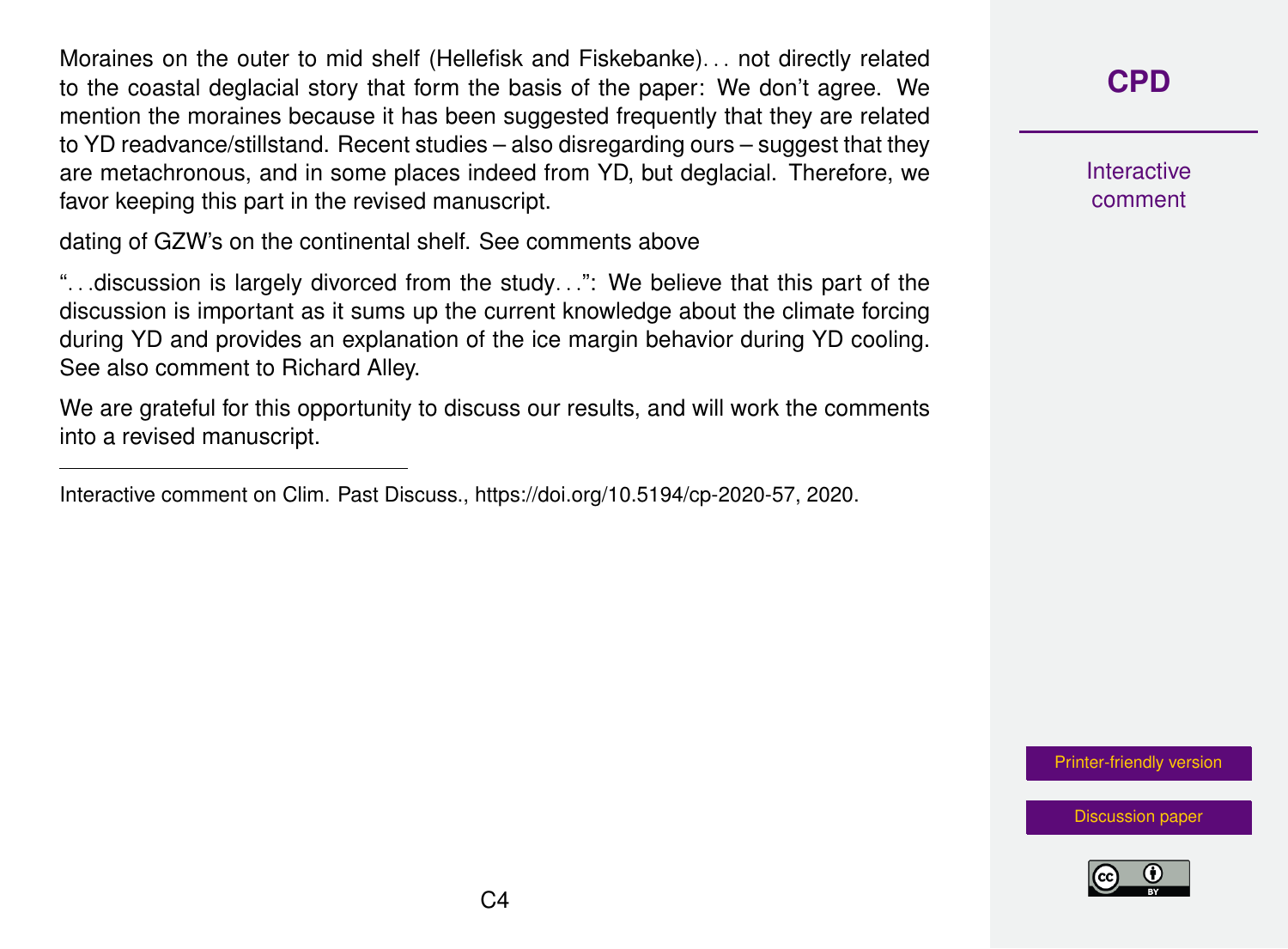Moraines on the outer to mid shelf (Hellefisk and Fiskebanke)... not directly related to the coastal deglacial story that form the basis of the paper: We don't agree. We mention the moraines because it has been suggested frequently that they are related to YD readvance/stillstand. Recent studies – also disregarding ours – suggest that they are metachronous, and in some places indeed from YD, but deglacial. Therefore, we favor keeping this part in the revised manuscript.

dating of GZW's on the continental shelf. See comments above

"...discussion is largely divorced from the study...": We believe that this part of the discussion is important as it sums up the current knowledge about the climate forcing during YD and provides an explanation of the ice margin behavior during YD cooling. See also comment to Richard Alley.

We are grateful for this opportunity to discuss our results, and will work the comments into a revised manuscript.

---

Interactive comment on Clim. Past Discuss., https://doi.org/10.5194/cp-2020-57, 2020.